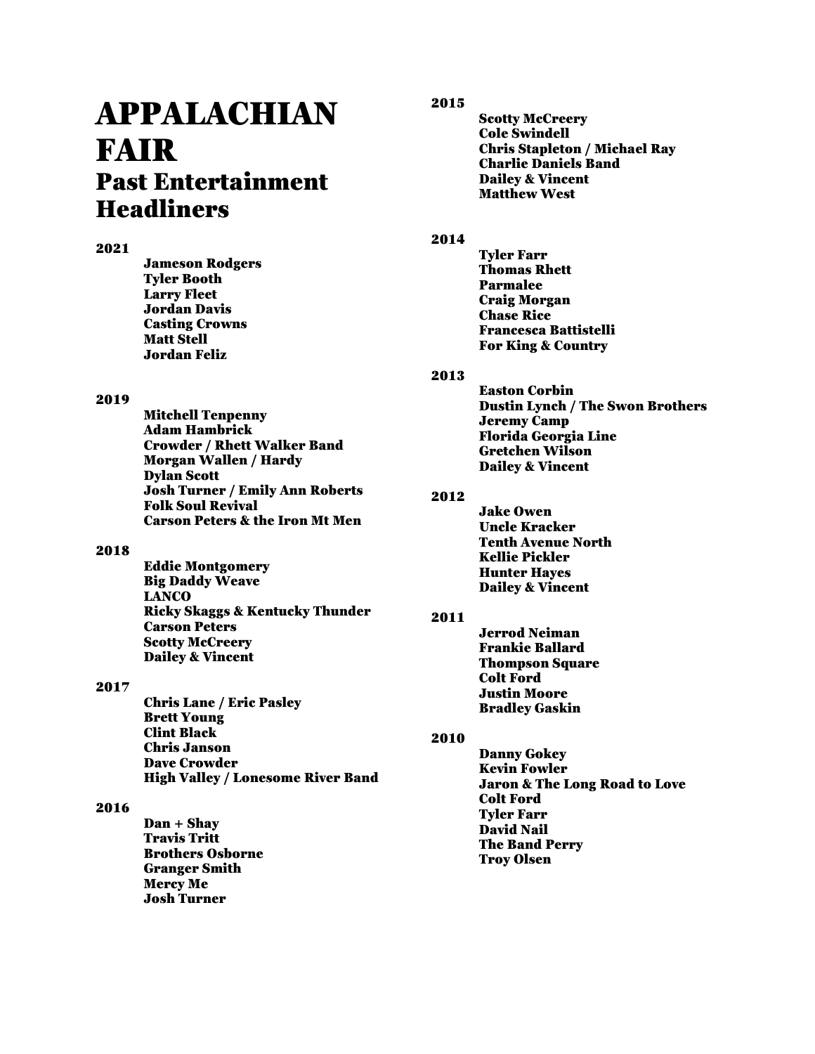# APPALACHIAN FAIR

## Past Entertainment Headliners

### 2021

- Jameson Rodgers
- Tyler Booth
- Larry Fleet
- Jordan Davis
- Casting Crowns
- Matt Stell
- Jordan Feliz

### 2019

- Mitchell Tenpenny
- Adam Hambrick
- Crowder / Rhett Walker Band
- Morgan Wallen / Hardy
- Dylan Scott
- Josh Turner / Emily Ann Roberts
- Folk Soul Revival
- Carson Peters & the Iron Mt Men

### 2018

- Eddie Montgomery
- Big Daddy Weave
- LANCO
- Ricky Skaggs & Kentucky Thunder
- Carson Peters
- Scotty McCreery
- Dailey & Vincent

### 2017

- Chris Lane / Eric Pasley
- Brett Young
- Clint Black
- Chris Janson
- Dave Crowder
- High Valley / Lonesome River Band

### 2016

- Dan + Shay
- Travis Tritt
- Brothers Osborne
- Granger Smith
- Mercy Me
- Josh Turner

### 2015

- Scotty McCreery
- Cole Swindell
- Chris Stapleton / Michael Ray
- Charlie Daniels Band
- Dailey & Vincent
- Matthew West

### 2014

- Tyler Farr
- Thomas Rhett
- Parmalee
- Craig Morgan
- Chase Rice
- Francesca Battistelli
- For King & Country

### 2013

- Easton Corbin
- Dustin Lynch / The Swon Brothers
- Jeremy Camp
- Florida Georgia Line
- Gretchen Wilson
- Dailey & Vincent

### 2012

- Jake Owen
- Uncle Kracker
- Tenth Avenue North
- Kellie Pickler
- Hunter Hayes
- Dailey & Vincent

### 2011

- Jerrod Neiman
- Frankie Ballard
- Thompson Square
- Colt Ford
- Justin Moore
- Bradley Gaskin

### 2010

- Danny Gokey
- Kevin Fowler
- Jaron & The Long Road to Love
- Colt Ford
- Tyler Farr
- David Nail
- The Band Perry
- Troy Olsen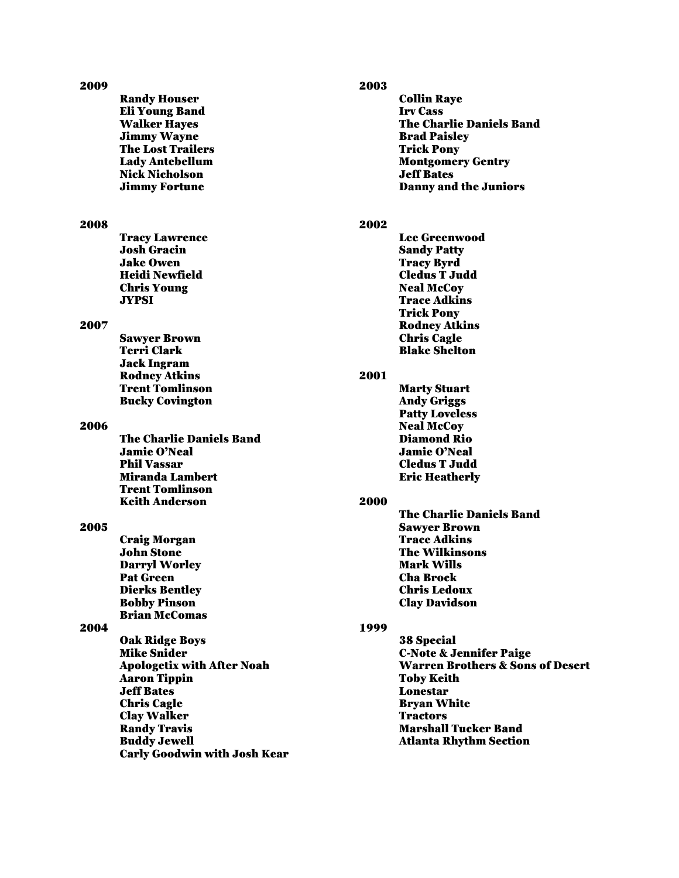**2009**

- **Randy Houser**
- **Eli Young Band**
- **Walker Hayes**
- **Jimmy Wayne**
- **The Lost Trailers**
- **Lady Antebellum**
- **Nick Nicholson**
- **Jimmy Fortune**

**2008**

- **Tracy Lawrence**
- **Josh Gracin**
- **Jake Owen**
- **Heidi Newfield**
- **Chris Young**
- **JYPSI**

**2007**

- **Sawyer Brown**
- **Terri Clark**
- **Jack Ingram**
- **Rodney Atkins**
- **Trent Tomlinson**
- **Bucky Covington**

**2006**

- **The Charlie Daniels Band**
- **Jamie O'Neal**
- **Phil Vassar**
- **Miranda Lambert**
- **Trent Tomlinson**
- **Keith Anderson**

**2005**

- **Craig Morgan**
- **John Stone**
- **Darryl Worley**
- **Pat Green**
- **Dierks Bentley**
- **Bobby Pinson**
- **Brian McComas**

**2004**

- **Oak Ridge Boys**
- **Mike Snider**
- **Apologetix with After Noah**
- **Aaron Tippin**
- **Jeff Bates**
- **Chris Cagle**
- **Clay Walker**
- **Randy Travis**
- **Buddy Jewell**
- **Carly Goodwin with Josh Kear**

**2003**

- **Collin Raye**
- **Irv Cass**
- **The Charlie Daniels Band**
- **Brad Paisley**
- **Trick Pony**
- **Montgomery Gentry**
- **Jeff Bates**
- **Danny and the Juniors**

**2002**

- **Lee Greenwood**
- **Sandy Patty**
- **Tracy Byrd**
- **Cledus T Judd**
- **Neal McCoy**
- **Trace Adkins**
- **Trick Pony**
- **Rodney Atkins**
- **Chris Cagle**
- **Blake Shelton**

**2001**

- **Marty Stuart**
- **Andy Griggs**
- **Patty Loveless**
- **Neal McCoy**
- **Diamond Rio**
- **Jamie O'Neal**
- **Cledus T Judd**
- **Eric Heatherly**

**2000**

- **The Charlie Daniels Band**
- **Sawyer Brown**
- **Trace Adkins**
- **The Wilkinsons**
- **Mark Wills**
- **Cha Brock**
- **Chris Ledoux**
- **Clay Davidson**

**1999**

- **38 Special**
- **C-Note & Jennifer Paige**
- **Warren Brothers & Sons of Desert**
- **Toby Keith**
- **Lonestar**
- **Bryan White**
- **Tractors**
- **Marshall Tucker Band**
- **Atlanta Rhythm Section**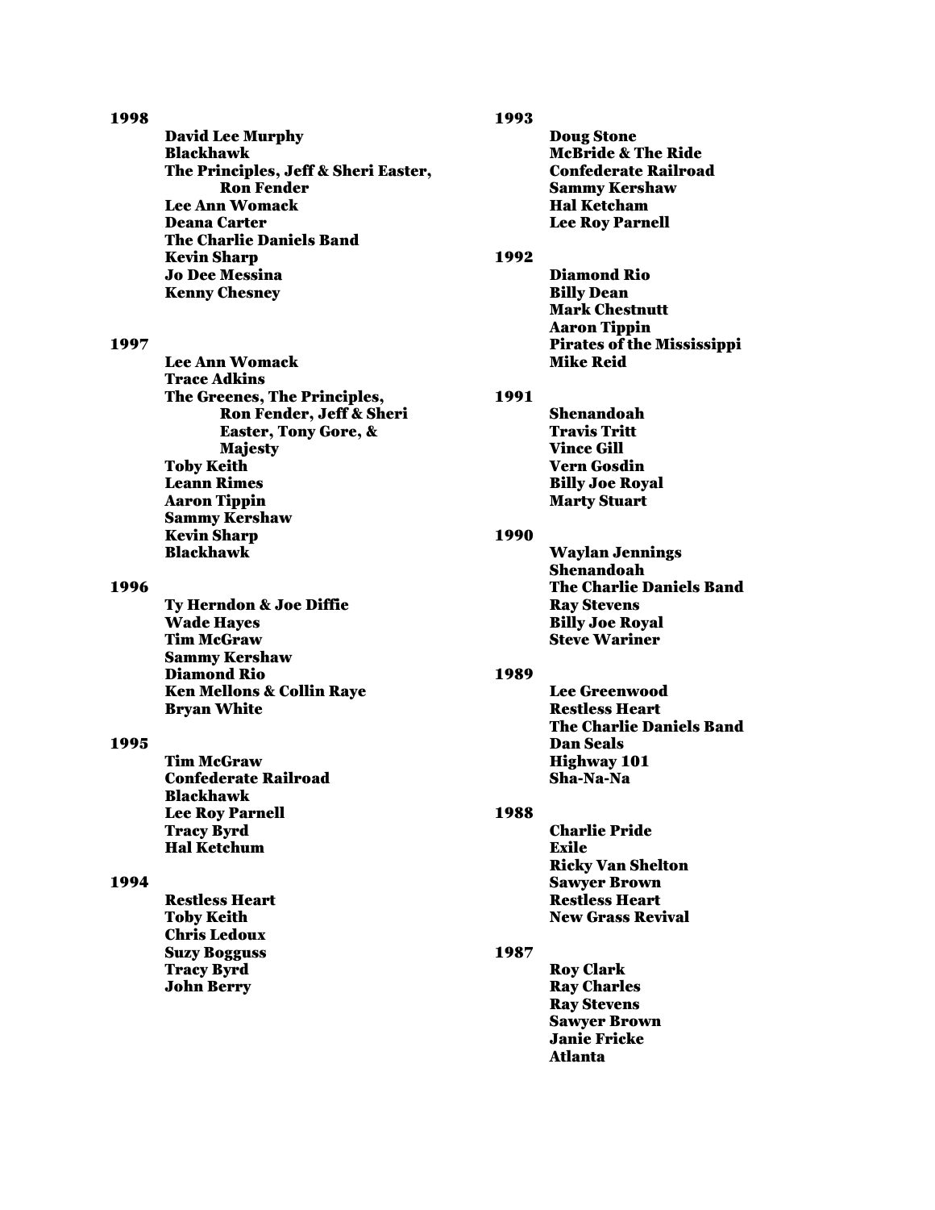**1998**

- David Lee Murphy
- Blackhawk
- The Principles, Jeff & Sheri Easter, Ron Fender
- Lee Ann Womack
- Deana Carter
- The Charlie Daniels Band
- Kevin Sharp
- Jo Dee Messina
- Kenny Chesney

**1997**

- Lee Ann Womack
- Trace Adkins
- The Greenes, The Principles, Ron Fender, Jeff & Sheri Easter, Tony Gore, & Majesty
- Toby Keith
- Leann Rimes
- Aaron Tippin
- Sammy Kershaw
- Kevin Sharp
- Blackhawk

**1996**

- Ty Herndon & Joe Diffie
- Wade Hayes
- Tim McGraw
- Sammy Kershaw
- Diamond Rio
- Ken Mellons & Collin Raye
- Bryan White

**1995**

- Tim McGraw
- Confederate Railroad
- Blackhawk
- Lee Roy Parnell
- Tracy Byrd
- Hal Ketchum

**1994**

- Restless Heart
- Toby Keith
- Chris Ledoux
- Suzy Bogguss
- Tracy Byrd
- John Berry

**1993**

- Doug Stone
- McBride & The Ride
- Confederate Railroad
- Sammy Kershaw
- Hal Ketcham
- Lee Roy Parnell

**1992**

- Diamond Rio
- Billy Dean
- Mark Chestnutt
- Aaron Tippin
- Pirates of the Mississippi
- Mike Reid

**1991**

- Shenandoah
- Travis Tritt
- Vince Gill
- Vern Gosdin
- Billy Joe Royal
- Marty Stuart

**1990**

- Waylan Jennings
- Shenandoah
- The Charlie Daniels Band
- Ray Stevens
- Billy Joe Royal
- Steve Wariner

**1989**

- Lee Greenwood
- Restless Heart
- The Charlie Daniels Band
- Dan Seals
- Highway 101
- Sha-Na-Na

**1988**

- Charlie Pride
- Exile
- Ricky Van Shelton
- Sawyer Brown
- Restless Heart
- New Grass Revival

**1987**

- Roy Clark
- Ray Charles
- Ray Stevens
- Sawyer Brown
- Janie Fricke
- Atlanta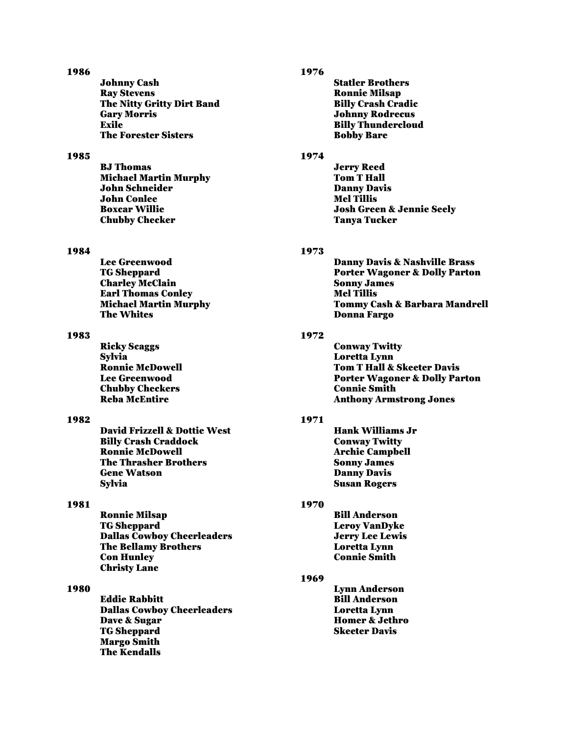**1986**

- Johnny Cash
- Ray Stevens
- The Nitty Gritty Dirt Band
- Gary Morris
- Exile
- The Forester Sisters

**1985**

- BJ Thomas
- Michael Martin Murphy
- John Schneider
- John Conlee
- Boxcar Willie
- Chubby Checker

**1984**

- Lee Greenwood
- TG Sheppard
- Charley McClain
- Earl Thomas Conley
- Michael Martin Murphy
- The Whites

**1983**

- Ricky Scaggs
- Sylvia
- Ronnie McDowell
- Lee Greenwood
- Chubby Checkers
- Reba McEntire

**1982**

- David Frizzell & Dottie West
- Billy Crash Craddock
- Ronnie McDowell
- The Thrasher Brothers
- Gene Watson
- Sylvia

**1981**

- Ronnie Milsap
- TG Sheppard
- Dallas Cowboy Cheerleaders
- The Bellamy Brothers
- Con Hunley
- Christy Lane

**1980**

- Eddie Rabbitt
- Dallas Cowboy Cheerleaders
- Dave & Sugar
- TG Sheppard
- Margo Smith
- The Kendalls

**1976**

- Statler Brothers
- Ronnie Milsap
- Billy Crash Cradic
- Johnny Rodrecus
- Billy Thundercloud
- Bobby Bare

**1974**

- Jerry Reed
- Tom T Hall
- Danny Davis
- Mel Tillis
- Josh Green & Jennie Seely
- Tanya Tucker

**1973**

- Danny Davis & Nashville Brass
- Porter Wagoner & Dolly Parton
- Sonny James
- Mel Tillis
- Tommy Cash & Barbara Mandrell
- Donna Fargo

**1972**

- Conway Twitty
- Loretta Lynn
- Tom T Hall & Skeeter Davis
- Porter Wagoner & Dolly Parton
- Connie Smith
- Anthony Armstrong Jones

**1971**

- Hank Williams Jr
- Conway Twitty
- Archie Campbell
- Sonny James
- Danny Davis
- Susan Rogers

**1970**

- Bill Anderson
- Leroy VanDyke
- Jerry Lee Lewis
- Loretta Lynn
- Connie Smith

**1969**

- Lynn Anderson
- Bill Anderson
- Loretta Lynn
- Homer & Jethro
- Skeeter Davis